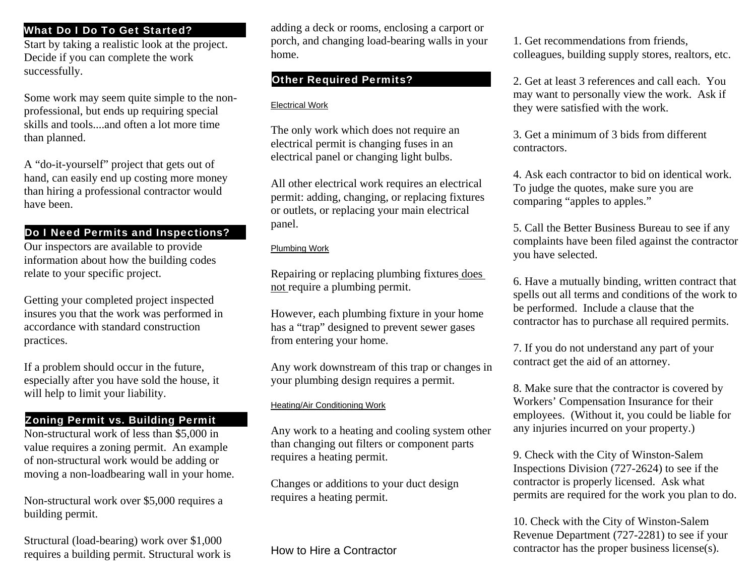## What Do I Do To Get Started?

Start by taking a realistic look at the project. Decide if you can complete the work successfully.

Some work may seem quite simple to the non-professional, but ends up requiring special skills and tools....and often a lot more time than planned.

A "do-it-yourself" project that gets out of hand, can easily end up costing more money than hiring a professional contractor would have been.

## Do I Need Permits and Inspections?

Our inspectors are available to provide information about how the building codes relate to your specific project.

Getting your completed project inspected insures you that the work was performed in accordance with standard construction practices.

If a problem should occur in the future, especially after you have sold the house, it will help to limit your liability.

## Zoning Permit vs. Building Permit

Non-structural work of less than $5,000 in value requires a zoning permit. An example of non-structural work would be adding or moving a non-loadbearing wall in your home.

Non-structural work over $5,000 requires a building permit.

Structural (load-bearing) work over $1,000 requires a building permit. Structural work is adding a deck or rooms, enclosing a carport or porch, and changing load-bearing walls in your home.

## Other Required Permits?

### Electrical Work

The only work which does not require an electrical permit is changing fuses in an electrical panel or changing light bulbs.

All other electrical work requires an electrical permit: adding, changing, or replacing fixtures or outlets, or replacing your main electrical panel.

### Plumbing Work

Repairing or replacing plumbing fixtures <u>does not</u> require a plumbing permit.

However, each plumbing fixture in your home has a "trap" designed to prevent sewer gases from entering your home.

Any work downstream of this trap or changes in your plumbing design requires a permit.

### Heating/Air Conditioning Work

Any work to a heating and cooling system other than changing out filters or component parts requires a heating permit.

Changes or additions to your duct design requires a heating permit.

## How to Hire a Contractor

1. Get recommendations from friends, colleagues, building supply stores, realtors, etc.

2. Get at least 3 references and call each. You may want to personally view the work. Ask if they were satisfied with the work.

3. Get a minimum of 3 bids from different contractors.

4. Ask each contractor to bid on identical work. To judge the quotes, make sure you are comparing "apples to apples."

5. Call the Better Business Bureau to see if any complaints have been filed against the contractor you have selected.

6. Have a mutually binding, written contract that spells out all terms and conditions of the work to be performed. Include a clause that the contractor has to purchase all required permits.

7. If you do not understand any part of your contract get the aid of an attorney.

8. Make sure that the contractor is covered by Workers' Compensation Insurance for their employees. (Without it, you could be liable for any injuries incurred on your property.)

9. Check with the City of Winston-Salem Inspections Division (727-2624) to see if the contractor is properly licensed. Ask what permits are required for the work you plan to do.

10. Check with the City of Winston-Salem Revenue Department (727-2281) to see if your contractor has the proper business license(s).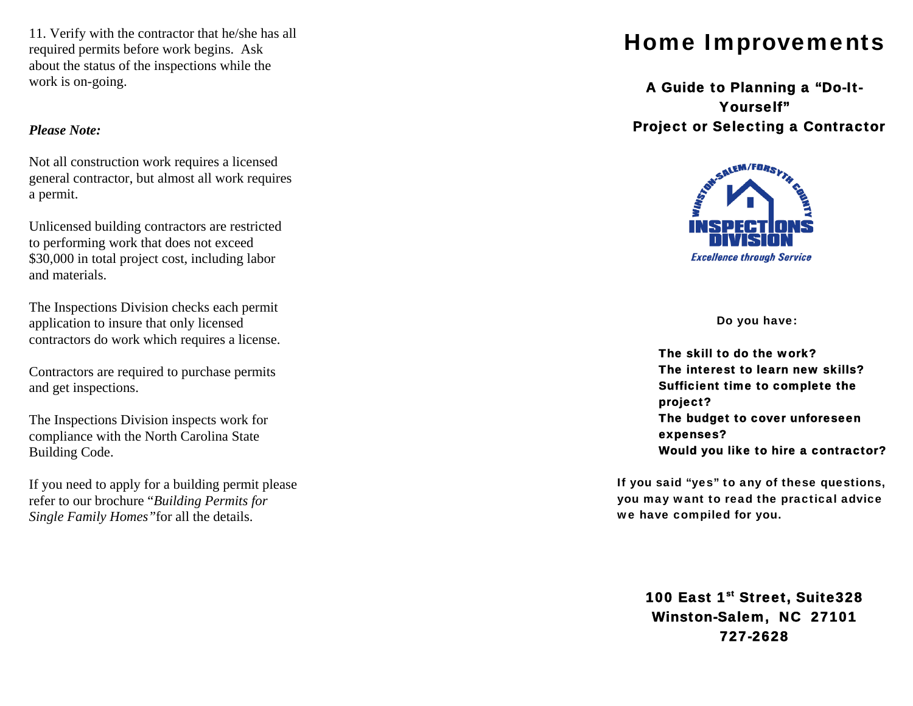11. Verify with the contractor that he/she has all required permits before work begins. Ask about the status of the inspections while the work is on-going.

***Please Note:***

Not all construction work requires a licensed general contractor, but almost all work requires a permit.

Unlicensed building contractors are restricted to performing work that does not exceed $30,000 in total project cost, including labor and materials.

The Inspections Division checks each permit application to insure that only licensed contractors do work which requires a license.

Contractors are required to purchase permits and get inspections.

The Inspections Division inspects work for compliance with the North Carolina State Building Code.

If you need to apply for a building permit please refer to our brochure "*Building Permits for Single Family Homes"* for all the details.

# Home Improvements

## A Guide to Planning a "Do-It-Yourself" Project or Selecting a Contractor

WINSTON-SALEM/FORSYTH COUNTY
INSPECTIONS DIVISION
*Excellence through Service*

**Do you have:**

**The skill to do the work?**
**The interest to learn new skills?**
**Sufficient time to complete the project?**
**The budget to cover unforeseen expenses?**
**Would you like to hire a contractor?**

**If you said "yes" to any of these questions, you may want to read the practical advice we have compiled for you.**

**100 East 1st Street, Suite328**
**Winston-Salem, NC 27101**
**727-2628**